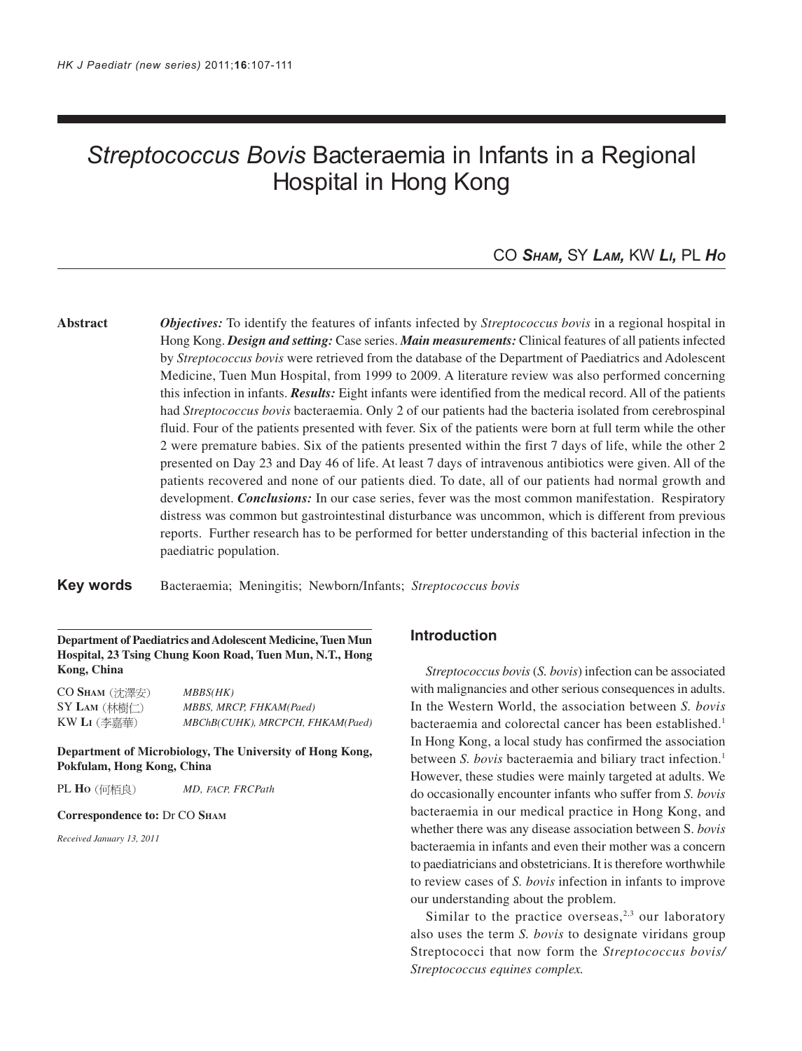# *Streptococcus Bovis* Bacteraemia in Infants in a Regional Hospital in Hong Kong

CO ***Sham***, SY ***Lam***, KW ***Li***, PL ***Ho***

**Abstract**

***Objectives:*** To identify the features of infants infected by *Streptococcus bovis* in a regional hospital in Hong Kong. ***Design and setting:*** Case series. ***Main measurements:*** Clinical features of all patients infected by *Streptococcus bovis* were retrieved from the database of the Department of Paediatrics and Adolescent Medicine, Tuen Mun Hospital, from 1999 to 2009. A literature review was also performed concerning this infection in infants. ***Results:*** Eight infants were identified from the medical record. All of the patients had *Streptococcus bovis* bacteraemia. Only 2 of our patients had the bacteria isolated from cerebrospinal fluid. Four of the patients presented with fever. Six of the patients were born at full term while the other 2 were premature babies. Six of the patients presented within the first 7 days of life, while the other 2 presented on Day 23 and Day 46 of life. At least 7 days of intravenous antibiotics were given. All of the patients recovered and none of our patients died. To date, all of our patients had normal growth and development. ***Conclusions:*** In our case series, fever was the most common manifestation. Respiratory distress was common but gastrointestinal disturbance was uncommon, which is different from previous reports. Further research has to be performed for better understanding of this bacterial infection in the paediatric population.

**Key words** Bacteraemia; Meningitis; Newborn/Infants; *Streptococcus bovis*

**Department of Paediatrics and Adolescent Medicine, Tuen Mun Hospital, 23 Tsing Chung Koon Road, Tuen Mun, N.T., Hong Kong, China**

CO **Sham** (沈澤安) *MBBS(HK)*
SY **Lam** (林樹仁) *MBBS, MRCP, FHKAM(Paed)*
KW **Li** (李嘉華) *MBChB(CUHK), MRCPCH, FHKAM(Paed)*

**Department of Microbiology, The University of Hong Kong, Pokfulam, Hong Kong, China**

PL **Ho** (何栢良) *MD, FACP, FRCPath*

**Correspondence to:** Dr CO **Sham**

*Received January 13, 2011*

## Introduction

*Streptococcus bovis* (*S. bovis*) infection can be associated with malignancies and other serious consequences in adults. In the Western World, the association between *S. bovis* bacteraemia and colorectal cancer has been established.[1] In Hong Kong, a local study has confirmed the association between *S. bovis* bacteraemia and biliary tract infection.[1] However, these studies were mainly targeted at adults. We do occasionally encounter infants who suffer from *S. bovis* bacteraemia in our medical practice in Hong Kong, and whether there was any disease association between S. *bovis* bacteraemia in infants and even their mother was a concern to paediatricians and obstetricians. It is therefore worthwhile to review cases of *S. bovis* infection in infants to improve our understanding about the problem.

Similar to the practice overseas,[2,3] our laboratory also uses the term *S. bovis* to designate viridans group Streptococci that now form the *Streptococcus bovis/ Streptococcus equines complex.*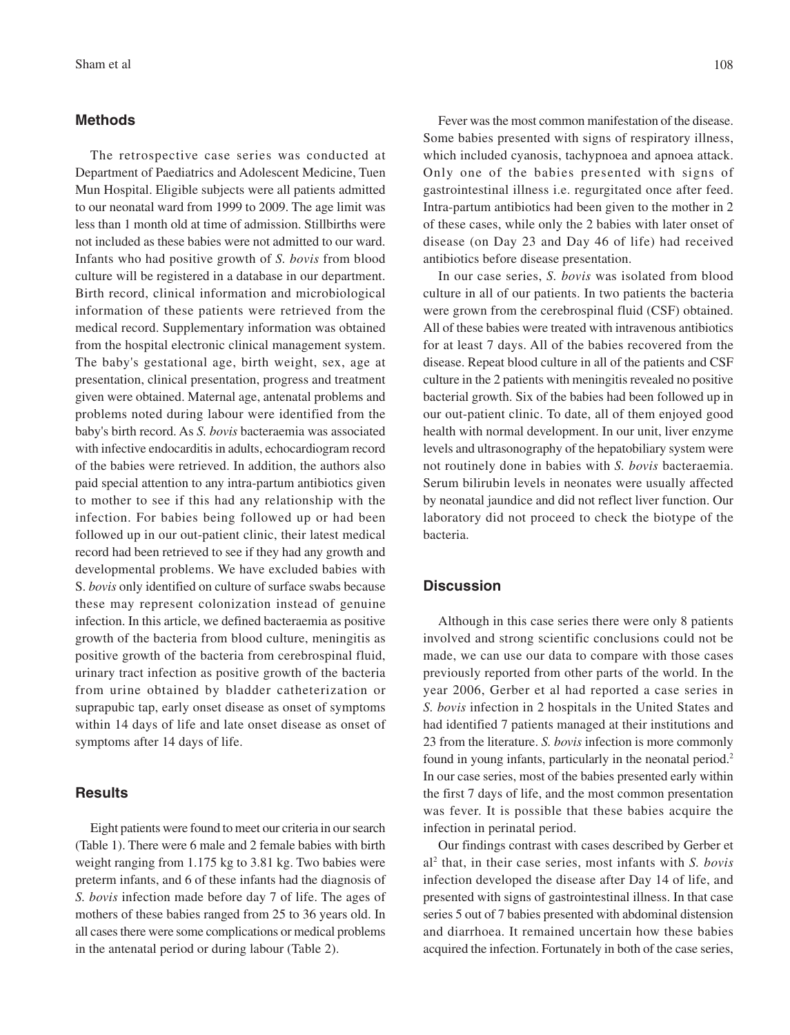## Methods

The retrospective case series was conducted at Department of Paediatrics and Adolescent Medicine, Tuen Mun Hospital. Eligible subjects were all patients admitted to our neonatal ward from 1999 to 2009. The age limit was less than 1 month old at time of admission. Stillbirths were not included as these babies were not admitted to our ward. Infants who had positive growth of *S. bovis* from blood culture will be registered in a database in our department. Birth record, clinical information and microbiological information of these patients were retrieved from the medical record. Supplementary information was obtained from the hospital electronic clinical management system. The baby's gestational age, birth weight, sex, age at presentation, clinical presentation, progress and treatment given were obtained. Maternal age, antenatal problems and problems noted during labour were identified from the baby's birth record. As *S. bovis* bacteraemia was associated with infective endocarditis in adults, echocardiogram record of the babies were retrieved. In addition, the authors also paid special attention to any intra-partum antibiotics given to mother to see if this had any relationship with the infection. For babies being followed up or had been followed up in our out-patient clinic, their latest medical record had been retrieved to see if they had any growth and developmental problems. We have excluded babies with S. *bovis* only identified on culture of surface swabs because these may represent colonization instead of genuine infection. In this article, we defined bacteraemia as positive growth of the bacteria from blood culture, meningitis as positive growth of the bacteria from cerebrospinal fluid, urinary tract infection as positive growth of the bacteria from urine obtained by bladder catheterization or suprapubic tap, early onset disease as onset of symptoms within 14 days of life and late onset disease as onset of symptoms after 14 days of life.

## Results

Eight patients were found to meet our criteria in our search (Table 1). There were 6 male and 2 female babies with birth weight ranging from 1.175 kg to 3.81 kg. Two babies were preterm infants, and 6 of these infants had the diagnosis of *S. bovis* infection made before day 7 of life. The ages of mothers of these babies ranged from 25 to 36 years old. In all cases there were some complications or medical problems in the antenatal period or during labour (Table 2).

Fever was the most common manifestation of the disease. Some babies presented with signs of respiratory illness, which included cyanosis, tachypnoea and apnoea attack. Only one of the babies presented with signs of gastrointestinal illness i.e. regurgitated once after feed. Intra-partum antibiotics had been given to the mother in 2 of these cases, while only the 2 babies with later onset of disease (on Day 23 and Day 46 of life) had received antibiotics before disease presentation.

In our case series, *S. bovis* was isolated from blood culture in all of our patients. In two patients the bacteria were grown from the cerebrospinal fluid (CSF) obtained. All of these babies were treated with intravenous antibiotics for at least 7 days. All of the babies recovered from the disease. Repeat blood culture in all of the patients and CSF culture in the 2 patients with meningitis revealed no positive bacterial growth. Six of the babies had been followed up in our out-patient clinic. To date, all of them enjoyed good health with normal development. In our unit, liver enzyme levels and ultrasonography of the hepatobiliary system were not routinely done in babies with *S. bovis* bacteraemia. Serum bilirubin levels in neonates were usually affected by neonatal jaundice and did not reflect liver function. Our laboratory did not proceed to check the biotype of the bacteria.

## Discussion

Although in this case series there were only 8 patients involved and strong scientific conclusions could not be made, we can use our data to compare with those cases previously reported from other parts of the world. In the year 2006, Gerber et al had reported a case series in *S. bovis* infection in 2 hospitals in the United States and had identified 7 patients managed at their institutions and 23 from the literature. *S. bovis* infection is more commonly found in young infants, particularly in the neonatal period.[2] In our case series, most of the babies presented early within the first 7 days of life, and the most common presentation was fever. It is possible that these babies acquire the infection in perinatal period.

Our findings contrast with cases described by Gerber et al[2] that, in their case series, most infants with *S. bovis* infection developed the disease after Day 14 of life, and presented with signs of gastrointestinal illness. In that case series 5 out of 7 babies presented with abdominal distension and diarrhoea. It remained uncertain how these babies acquired the infection. Fortunately in both of the case series,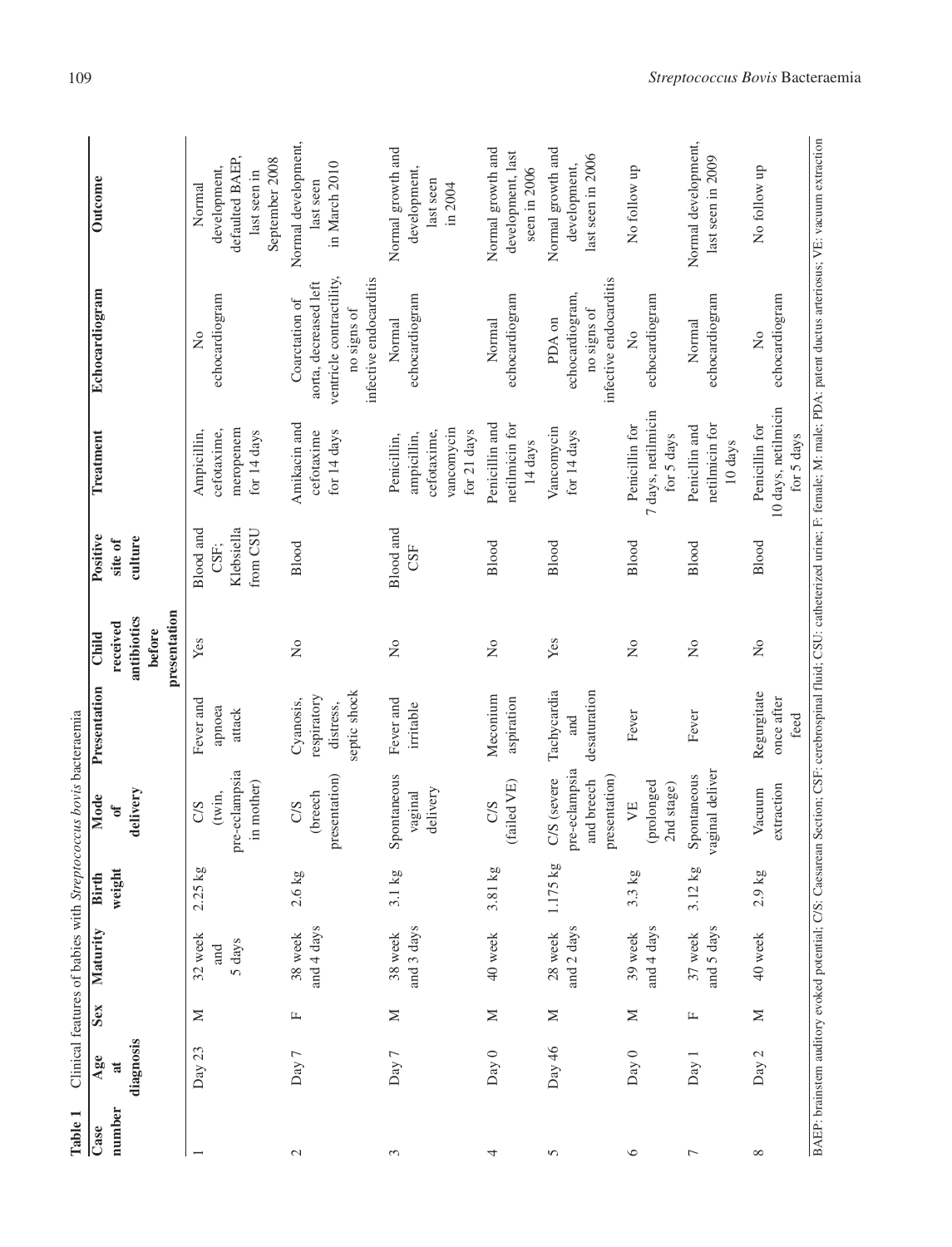**Table 1** Clinical features of babies with *Streptococcus bovis* bacteraemia

| Case number | Age at diagnosis | Sex | Maturity | Birth weight | Mode of delivery | Presentation | Child received antibiotics before presentation | Positive site of culture | Treatment | Echocardiogram | Outcome |
|---|---|---|---|---|---|---|---|---|---|---|---|
| 1 | Day 23 | M | 32 week and 5 days | 2.25 kg | C/S (twin, pre-eclampsia in mother) | Fever and apnoea attack | Yes | Blood and CSF; Klebsiella from CSU | Ampicillin, cefotaxime, meropenem for 14 days | No echocardiogram | Normal development, defaulted BAEP, last seen in September 2008 |
| 2 | Day 7 | F | 38 week and 4 days | 2.6 kg | C/S (breech presentation) | Cyanosis, respiratory distress, septic shock | No | Blood | Amikacin and cefotaxime for 14 days | Coarctation of aorta, decreased left ventricle contractility, no signs of infective endocarditis | Normal development, last seen in March 2010 |
| 3 | Day 7 | M | 38 week and 3 days | 3.1 kg | Spontaneous vaginal delivery | Fever and irritable | No | Blood and CSF | Penicillin, ampicillin, cefotaxime, vancomycin for 21 days | Normal echocardiogram | Normal growth and development, last seen in 2004 |
| 4 | Day 0 | M | 40 week | 3.81 kg | C/S (failed VE) | Meconium aspiration | No | Blood | Penicillin and netilmicin for 14 days | Normal echocardiogram | Normal growth and development, last seen in 2006 |
| 5 | Day 46 | M | 28 week and 2 days | 1.175 kg | C/S (severe pre-eclampsia and breech presentation) | Tachycardia and desaturation | Yes | Blood | Vancomycin for 14 days | PDA on echocardiogram, no signs of infective endocarditis | Normal growth and development, last seen in 2006 |
| 6 | Day 0 | M | 39 week and 4 days | 3.3 kg | VE (prolonged 2nd stage) | Fever | No | Blood | Penicillin for 7 days, netilmicin for 5 days | No echocardiogram | No follow up |
| 7 | Day 1 | F | 37 week and 5 days | 3.12 kg | Spontaneous vaginal deliver | Fever | No | Blood | Penicllin and netilmicin for 10 days | Normal echocardiogram | Normal development, last seen in 2009 |
| 8 | Day 2 | M | 40 week | 2.9 kg | Vacuum extraction | Regurgitate once after feed | No | Blood | Penicillin for 10 days, netilmicin for 5 days | No echocardiogram | No follow up |

BAEP: brainstem auditory evoked potential; C/S: Caesarean Section; CSF: cerebrospinal fluid; CSU: catheterized urine; F: female; M: male; PDA: patent ductus arteriosus; VE: vacuum extraction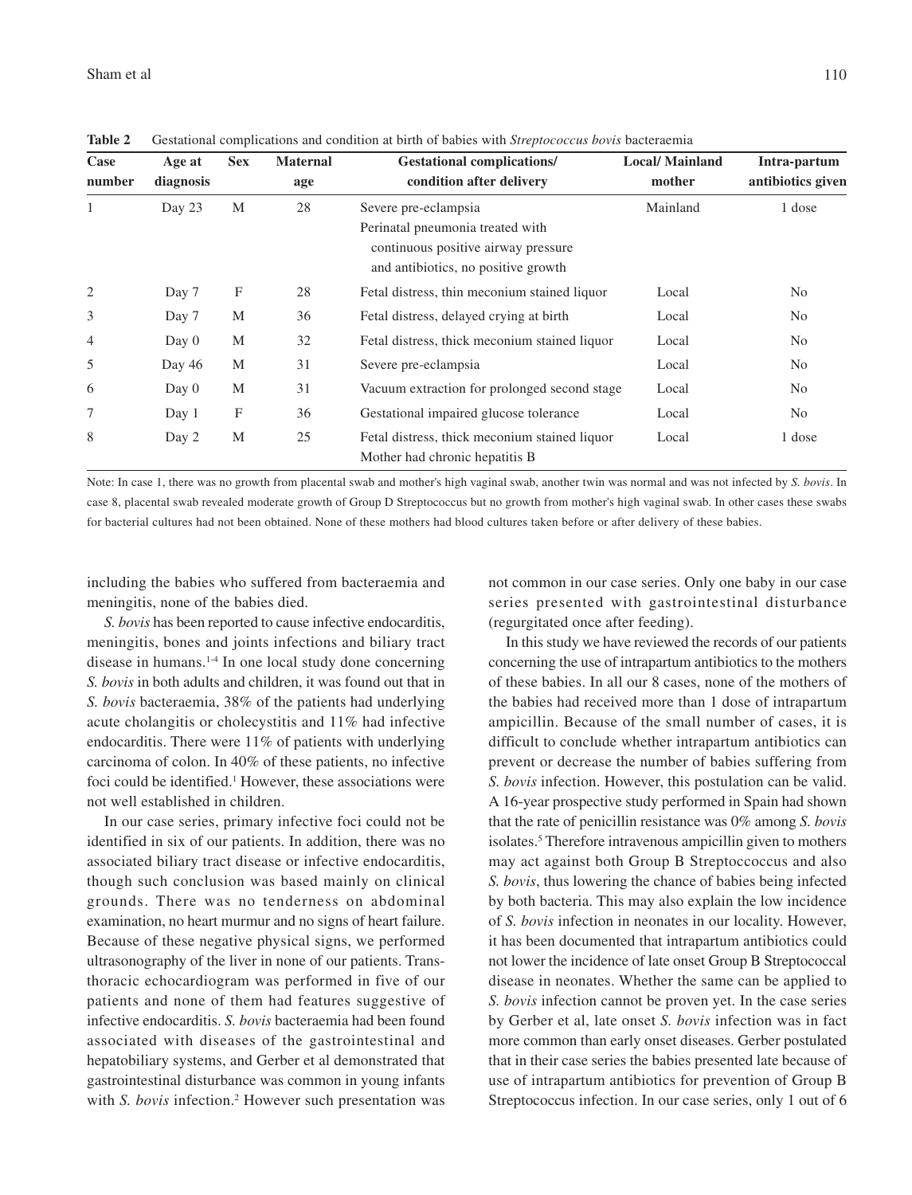**Table 2** Gestational complications and condition at birth of babies with *Streptococcus bovis* bacteraemia

| Case number | Age at diagnosis | Sex | Maternal age | Gestational complications/ condition after delivery | Local/ Mainland mother | Intra-partum antibiotics given |
|---|---|---|---|---|---|---|
| 1 | Day 23 | M | 28 | Severe pre-eclampsia<br>Perinatal pneumonia treated with continuous positive airway pressure and antibiotics, no positive growth | Mainland | 1 dose |
| 2 | Day 7 | F | 28 | Fetal distress, thin meconium stained liquor | Local | No |
| 3 | Day 7 | M | 36 | Fetal distress, delayed crying at birth | Local | No |
| 4 | Day 0 | M | 32 | Fetal distress, thick meconium stained liquor | Local | No |
| 5 | Day 46 | M | 31 | Severe pre-eclampsia | Local | No |
| 6 | Day 0 | M | 31 | Vacuum extraction for prolonged second stage | Local | No |
| 7 | Day 1 | F | 36 | Gestational impaired glucose tolerance | Local | No |
| 8 | Day 2 | M | 25 | Fetal distress, thick meconium stained liquor<br>Mother had chronic hepatitis B | Local | 1 dose |

Note: In case 1, there was no growth from placental swab and mother's high vaginal swab, another twin was normal and was not infected by *S. bovis*. In case 8, placental swab revealed moderate growth of Group D Streptococcus but no growth from mother's high vaginal swab. In other cases these swabs for bacterial cultures had not been obtained. None of these mothers had blood cultures taken before or after delivery of these babies.

including the babies who suffered from bacteraemia and meningitis, none of the babies died.

*S. bovis* has been reported to cause infective endocarditis, meningitis, bones and joints infections and biliary tract disease in humans.[1-4] In one local study done concerning *S. bovis* in both adults and children, it was found out that in *S. bovis* bacteraemia, 38% of the patients had underlying acute cholangitis or cholecystitis and 11% had infective endocarditis. There were 11% of patients with underlying carcinoma of colon. In 40% of these patients, no infective foci could be identified.[1] However, these associations were not well established in children.

In our case series, primary infective foci could not be identified in six of our patients. In addition, there was no associated biliary tract disease or infective endocarditis, though such conclusion was based mainly on clinical grounds. There was no tenderness on abdominal examination, no heart murmur and no signs of heart failure. Because of these negative physical signs, we performed ultrasonography of the liver in none of our patients. Transthoracic echocardiogram was performed in five of our patients and none of them had features suggestive of infective endocarditis. *S. bovis* bacteraemia had been found associated with diseases of the gastrointestinal and hepatobiliary systems, and Gerber et al demonstrated that gastrointestinal disturbance was common in young infants with *S. bovis* infection.[2] However such presentation was not common in our case series. Only one baby in our case series presented with gastrointestinal disturbance (regurgitated once after feeding).

In this study we have reviewed the records of our patients concerning the use of intrapartum antibiotics to the mothers of these babies. In all our 8 cases, none of the mothers of the babies had received more than 1 dose of intrapartum ampicillin. Because of the small number of cases, it is difficult to conclude whether intrapartum antibiotics can prevent or decrease the number of babies suffering from *S. bovis* infection. However, this postulation can be valid. A 16-year prospective study performed in Spain had shown that the rate of penicillin resistance was 0% among *S. bovis* isolates.[5] Therefore intravenous ampicillin given to mothers may act against both Group B Streptococcus and also *S. bovis*, thus lowering the chance of babies being infected by both bacteria. This may also explain the low incidence of *S. bovis* infection in neonates in our locality. However, it has been documented that intrapartum antibiotics could not lower the incidence of late onset Group B Streptococcal disease in neonates. Whether the same can be applied to *S. bovis* infection cannot be proven yet. In the case series by Gerber et al, late onset *S. bovis* infection was in fact more common than early onset diseases. Gerber postulated that in their case series the babies presented late because of use of intrapartum antibiotics for prevention of Group B Streptococcus infection. In our case series, only 1 out of 6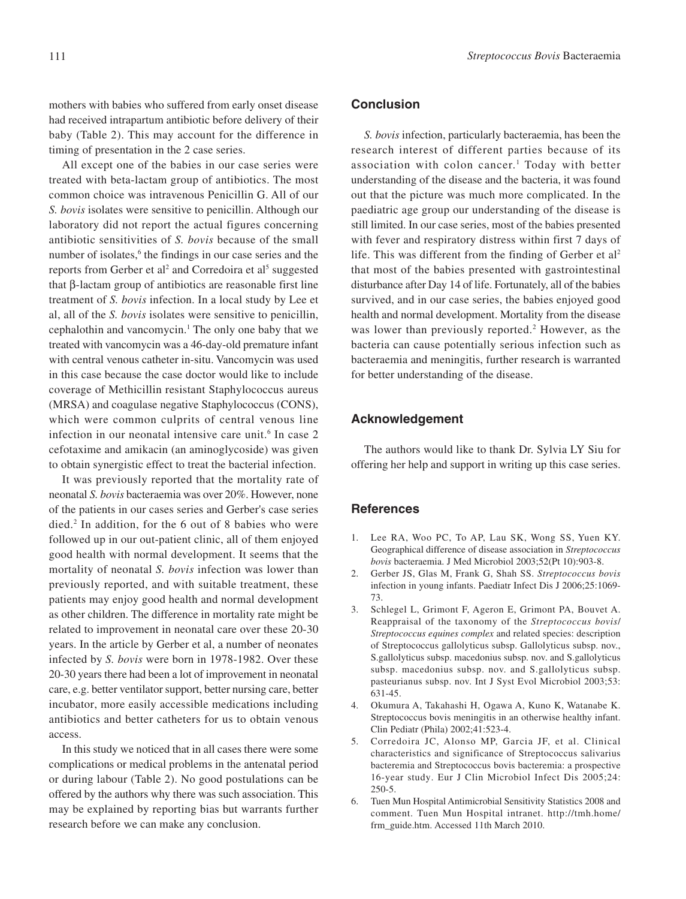mothers with babies who suffered from early onset disease had received intrapartum antibiotic before delivery of their baby (Table 2). This may account for the difference in timing of presentation in the 2 case series.

All except one of the babies in our case series were treated with beta-lactam group of antibiotics. The most common choice was intravenous Penicillin G. All of our *S. bovis* isolates were sensitive to penicillin. Although our laboratory did not report the actual figures concerning antibiotic sensitivities of *S. bovis* because of the small number of isolates,[6] the findings in our case series and the reports from Gerber et al[2] and Corredoira et al[5] suggested that β-lactam group of antibiotics are reasonable first line treatment of *S. bovis* infection. In a local study by Lee et al, all of the *S. bovis* isolates were sensitive to penicillin, cephalothin and vancomycin.[1] The only one baby that we treated with vancomycin was a 46-day-old premature infant with central venous catheter in-situ. Vancomycin was used in this case because the case doctor would like to include coverage of Methicillin resistant Staphylococcus aureus (MRSA) and coagulase negative Staphylococcus (CONS), which were common culprits of central venous line infection in our neonatal intensive care unit.[6] In case 2 cefotaxime and amikacin (an aminoglycoside) was given to obtain synergistic effect to treat the bacterial infection.

It was previously reported that the mortality rate of neonatal *S. bovis* bacteraemia was over 20%. However, none of the patients in our cases series and Gerber's case series died.[2] In addition, for the 6 out of 8 babies who were followed up in our out-patient clinic, all of them enjoyed good health with normal development. It seems that the mortality of neonatal *S. bovis* infection was lower than previously reported, and with suitable treatment, these patients may enjoy good health and normal development as other children. The difference in mortality rate might be related to improvement in neonatal care over these 20-30 years. In the article by Gerber et al, a number of neonates infected by *S. bovis* were born in 1978-1982. Over these 20-30 years there had been a lot of improvement in neonatal care, e.g. better ventilator support, better nursing care, better incubator, more easily accessible medications including antibiotics and better catheters for us to obtain venous access.

In this study we noticed that in all cases there were some complications or medical problems in the antenatal period or during labour (Table 2). No good postulations can be offered by the authors why there was such association. This may be explained by reporting bias but warrants further research before we can make any conclusion.

## Conclusion

*S. bovis* infection, particularly bacteraemia, has been the research interest of different parties because of its association with colon cancer.[1] Today with better understanding of the disease and the bacteria, it was found out that the picture was much more complicated. In the paediatric age group our understanding of the disease is still limited. In our case series, most of the babies presented with fever and respiratory distress within first 7 days of life. This was different from the finding of Gerber et al[2] that most of the babies presented with gastrointestinal disturbance after Day 14 of life. Fortunately, all of the babies survived, and in our case series, the babies enjoyed good health and normal development. Mortality from the disease was lower than previously reported.[2] However, as the bacteria can cause potentially serious infection such as bacteraemia and meningitis, further research is warranted for better understanding of the disease.

## Acknowledgement

The authors would like to thank Dr. Sylvia LY Siu for offering her help and support in writing up this case series.

## References

1. Lee RA, Woo PC, To AP, Lau SK, Wong SS, Yuen KY. Geographical difference of disease association in *Streptococcus bovis* bacteraemia. J Med Microbiol 2003;52(Pt 10):903-8.
2. Gerber JS, Glas M, Frank G, Shah SS. *Streptococcus bovis* infection in young infants. Paediatr Infect Dis J 2006;25:1069-73.
3. Schlegel L, Grimont F, Ageron E, Grimont PA, Bouvet A. Reappraisal of the taxonomy of the *Streptococcus bovis/ Streptococcus equines complex* and related species: description of Streptococcus gallolyticus subsp. Gallolyticus subsp. nov., S.gallolyticus subsp. macedonius subsp. nov. and S.gallolyticus subsp. macedonius subsp. nov. and S.gallolyticus subsp. pasteurianus subsp. nov. Int J Syst Evol Microbiol 2003;53: 631-45.
4. Okumura A, Takahashi H, Ogawa A, Kuno K, Watanabe K. Streptococcus bovis meningitis in an otherwise healthy infant. Clin Pediatr (Phila) 2002;41:523-4.
5. Corredoira JC, Alonso MP, Garcia JF, et al. Clinical characteristics and significance of Streptococcus salivarius bacteremia and Streptococcus bovis bacteremia: a prospective 16-year study. Eur J Clin Microbiol Infect Dis 2005;24: 250-5.
6. Tuen Mun Hospital Antimicrobial Sensitivity Statistics 2008 and comment. Tuen Mun Hospital intranet. http://tmh.home/frm_guide.htm. Accessed 11th March 2010.